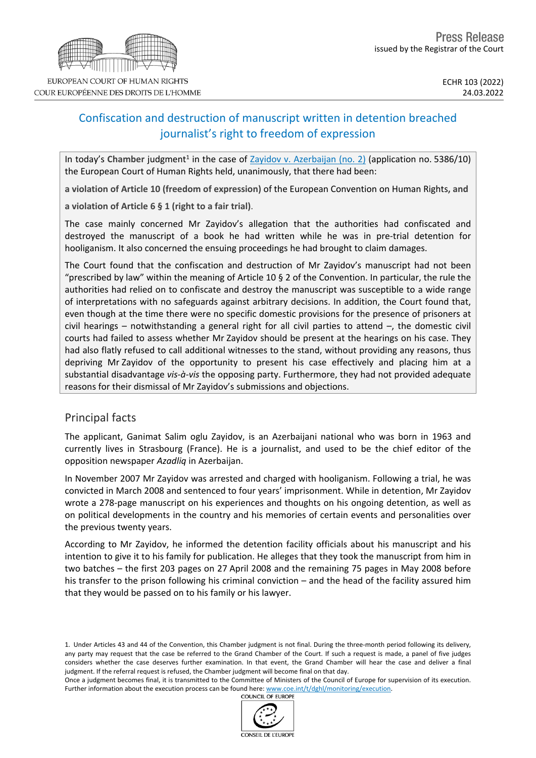Press Release
issued by the Registrar of the Court

EUROPEAN COURT OF HUMAN RIGHTS
COUR EUROPÉENNE DES DROITS DE L'HOMME

ECHR 103 (2022)
24.03.2022

# Confiscation and destruction of manuscript written in detention breached journalist's right to freedom of expression

In today's **Chamber** judgment[1] in the case of Zayidov v. Azerbaijan (no. 2) (application no. 5386/10) the European Court of Human Rights held, unanimously, that there had been:

**a violation of Article 10 (freedom of expression)** of the European Convention on Human Rights, **and**

**a violation of Article 6 § 1 (right to a fair trial)**.

The case mainly concerned Mr Zayidov's allegation that the authorities had confiscated and destroyed the manuscript of a book he had written while he was in pre-trial detention for hooliganism. It also concerned the ensuing proceedings he had brought to claim damages.

The Court found that the confiscation and destruction of Mr Zayidov's manuscript had not been "prescribed by law" within the meaning of Article 10 § 2 of the Convention. In particular, the rule the authorities had relied on to confiscate and destroy the manuscript was susceptible to a wide range of interpretations with no safeguards against arbitrary decisions. In addition, the Court found that, even though at the time there were no specific domestic provisions for the presence of prisoners at civil hearings – notwithstanding a general right for all civil parties to attend –, the domestic civil courts had failed to assess whether Mr Zayidov should be present at the hearings on his case. They had also flatly refused to call additional witnesses to the stand, without providing any reasons, thus depriving Mr Zayidov of the opportunity to present his case effectively and placing him at a substantial disadvantage *vis-à-vis* the opposing party. Furthermore, they had not provided adequate reasons for their dismissal of Mr Zayidov's submissions and objections.

## Principal facts

The applicant, Ganimat Salim oglu Zayidov, is an Azerbaijani national who was born in 1963 and currently lives in Strasbourg (France). He is a journalist, and used to be the chief editor of the opposition newspaper *Azadliq* in Azerbaijan.

In November 2007 Mr Zayidov was arrested and charged with hooliganism. Following a trial, he was convicted in March 2008 and sentenced to four years' imprisonment. While in detention, Mr Zayidov wrote a 278-page manuscript on his experiences and thoughts on his ongoing detention, as well as on political developments in the country and his memories of certain events and personalities over the previous twenty years.

According to Mr Zayidov, he informed the detention facility officials about his manuscript and his intention to give it to his family for publication. He alleges that they took the manuscript from him in two batches – the first 203 pages on 27 April 2008 and the remaining 75 pages in May 2008 before his transfer to the prison following his criminal conviction – and the head of the facility assured him that they would be passed on to his family or his lawyer.

1. Under Articles 43 and 44 of the Convention, this Chamber judgment is not final. During the three-month period following its delivery, any party may request that the case be referred to the Grand Chamber of the Court. If such a request is made, a panel of five judges considers whether the case deserves further examination. In that event, the Grand Chamber will hear the case and deliver a final judgment. If the referral request is refused, the Chamber judgment will become final on that day.
Once a judgment becomes final, it is transmitted to the Committee of Ministers of the Council of Europe for supervision of its execution. Further information about the execution process can be found here: www.coe.int/t/dghl/monitoring/execution.

COUNCIL OF EUROPE
CONSEIL DE L'EUROPE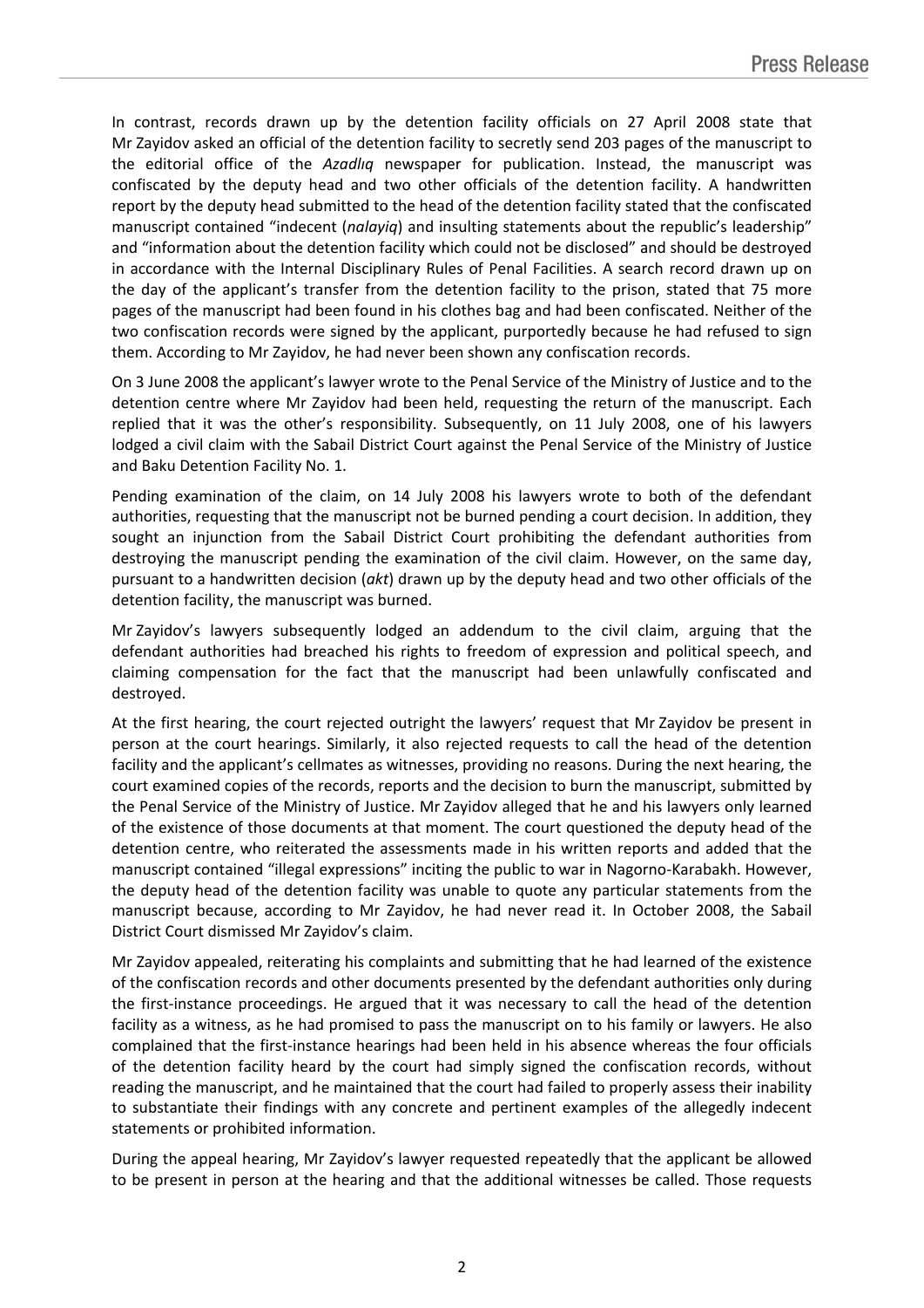In contrast, records drawn up by the detention facility officials on 27 April 2008 state that Mr Zayidov asked an official of the detention facility to secretly send 203 pages of the manuscript to the editorial office of the *Azadlıq* newspaper for publication. Instead, the manuscript was confiscated by the deputy head and two other officials of the detention facility. A handwritten report by the deputy head submitted to the head of the detention facility stated that the confiscated manuscript contained "indecent (*nalayiq*) and insulting statements about the republic's leadership" and "information about the detention facility which could not be disclosed" and should be destroyed in accordance with the Internal Disciplinary Rules of Penal Facilities. A search record drawn up on the day of the applicant's transfer from the detention facility to the prison, stated that 75 more pages of the manuscript had been found in his clothes bag and had been confiscated. Neither of the two confiscation records were signed by the applicant, purportedly because he had refused to sign them. According to Mr Zayidov, he had never been shown any confiscation records.

On 3 June 2008 the applicant's lawyer wrote to the Penal Service of the Ministry of Justice and to the detention centre where Mr Zayidov had been held, requesting the return of the manuscript. Each replied that it was the other's responsibility. Subsequently, on 11 July 2008, one of his lawyers lodged a civil claim with the Sabail District Court against the Penal Service of the Ministry of Justice and Baku Detention Facility No. 1.

Pending examination of the claim, on 14 July 2008 his lawyers wrote to both of the defendant authorities, requesting that the manuscript not be burned pending a court decision. In addition, they sought an injunction from the Sabail District Court prohibiting the defendant authorities from destroying the manuscript pending the examination of the civil claim. However, on the same day, pursuant to a handwritten decision (*akt*) drawn up by the deputy head and two other officials of the detention facility, the manuscript was burned.

Mr Zayidov's lawyers subsequently lodged an addendum to the civil claim, arguing that the defendant authorities had breached his rights to freedom of expression and political speech, and claiming compensation for the fact that the manuscript had been unlawfully confiscated and destroyed.

At the first hearing, the court rejected outright the lawyers' request that Mr Zayidov be present in person at the court hearings. Similarly, it also rejected requests to call the head of the detention facility and the applicant's cellmates as witnesses, providing no reasons. During the next hearing, the court examined copies of the records, reports and the decision to burn the manuscript, submitted by the Penal Service of the Ministry of Justice. Mr Zayidov alleged that he and his lawyers only learned of the existence of those documents at that moment. The court questioned the deputy head of the detention centre, who reiterated the assessments made in his written reports and added that the manuscript contained "illegal expressions" inciting the public to war in Nagorno-Karabakh. However, the deputy head of the detention facility was unable to quote any particular statements from the manuscript because, according to Mr Zayidov, he had never read it. In October 2008, the Sabail District Court dismissed Mr Zayidov's claim.

Mr Zayidov appealed, reiterating his complaints and submitting that he had learned of the existence of the confiscation records and other documents presented by the defendant authorities only during the first-instance proceedings. He argued that it was necessary to call the head of the detention facility as a witness, as he had promised to pass the manuscript on to his family or lawyers. He also complained that the first-instance hearings had been held in his absence whereas the four officials of the detention facility heard by the court had simply signed the confiscation records, without reading the manuscript, and he maintained that the court had failed to properly assess their inability to substantiate their findings with any concrete and pertinent examples of the allegedly indecent statements or prohibited information.

During the appeal hearing, Mr Zayidov's lawyer requested repeatedly that the applicant be allowed to be present in person at the hearing and that the additional witnesses be called. Those requests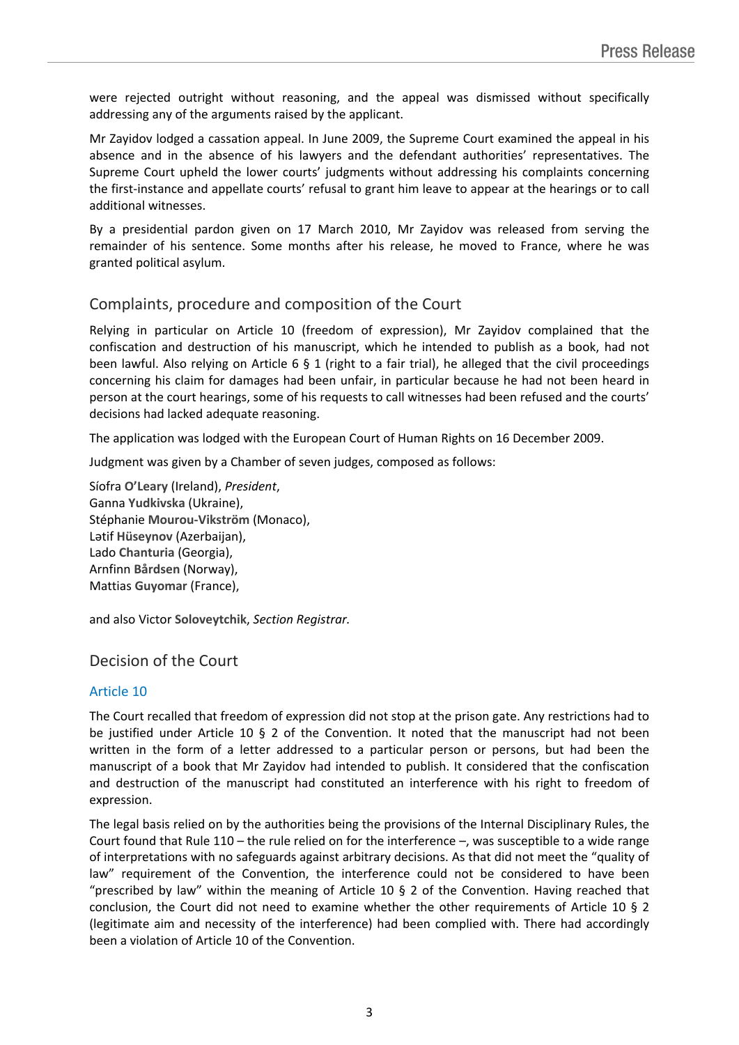were rejected outright without reasoning, and the appeal was dismissed without specifically addressing any of the arguments raised by the applicant.

Mr Zayidov lodged a cassation appeal. In June 2009, the Supreme Court examined the appeal in his absence and in the absence of his lawyers and the defendant authorities' representatives. The Supreme Court upheld the lower courts' judgments without addressing his complaints concerning the first-instance and appellate courts' refusal to grant him leave to appear at the hearings or to call additional witnesses.

By a presidential pardon given on 17 March 2010, Mr Zayidov was released from serving the remainder of his sentence. Some months after his release, he moved to France, where he was granted political asylum.

## Complaints, procedure and composition of the Court

Relying in particular on Article 10 (freedom of expression), Mr Zayidov complained that the confiscation and destruction of his manuscript, which he intended to publish as a book, had not been lawful. Also relying on Article 6 § 1 (right to a fair trial), he alleged that the civil proceedings concerning his claim for damages had been unfair, in particular because he had not been heard in person at the court hearings, some of his requests to call witnesses had been refused and the courts' decisions had lacked adequate reasoning.

The application was lodged with the European Court of Human Rights on 16 December 2009.

Judgment was given by a Chamber of seven judges, composed as follows:

Síofra **O'Leary** (Ireland), *President*,
Ganna **Yudkivska** (Ukraine),
Stéphanie **Mourou-Vikström** (Monaco),
Lətif **Hüseynov** (Azerbaijan),
Lado **Chanturia** (Georgia),
Arnfinn **Bårdsen** (Norway),
Mattias **Guyomar** (France),

and also Victor **Soloveytchik**, *Section Registrar.*

## Decision of the Court

### Article 10

The Court recalled that freedom of expression did not stop at the prison gate. Any restrictions had to be justified under Article 10 § 2 of the Convention. It noted that the manuscript had not been written in the form of a letter addressed to a particular person or persons, but had been the manuscript of a book that Mr Zayidov had intended to publish. It considered that the confiscation and destruction of the manuscript had constituted an interference with his right to freedom of expression.

The legal basis relied on by the authorities being the provisions of the Internal Disciplinary Rules, the Court found that Rule 110 – the rule relied on for the interference –, was susceptible to a wide range of interpretations with no safeguards against arbitrary decisions. As that did not meet the "quality of law" requirement of the Convention, the interference could not be considered to have been "prescribed by law" within the meaning of Article 10 § 2 of the Convention. Having reached that conclusion, the Court did not need to examine whether the other requirements of Article 10 § 2 (legitimate aim and necessity of the interference) had been complied with. There had accordingly been a violation of Article 10 of the Convention.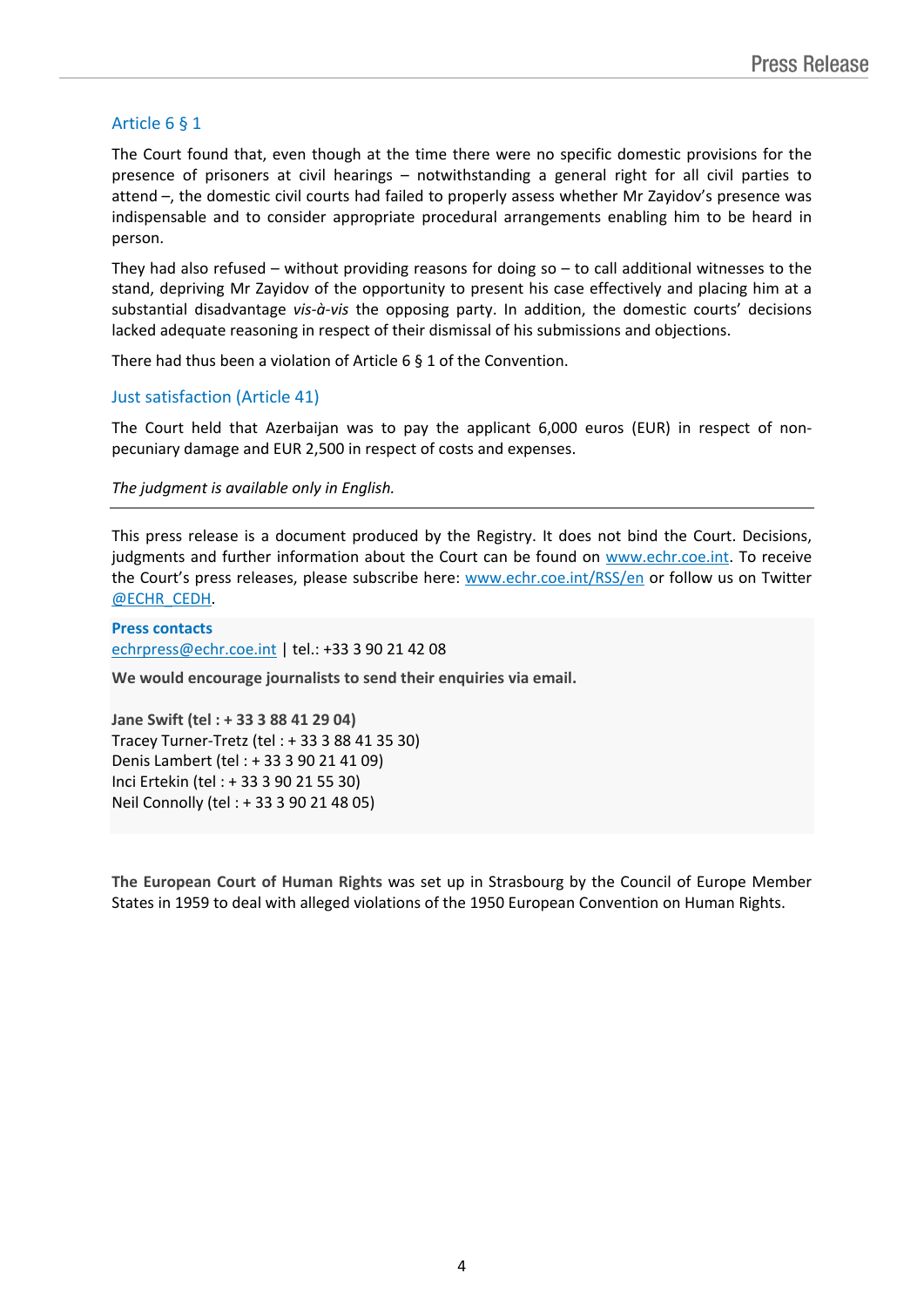### Article 6 § 1

The Court found that, even though at the time there were no specific domestic provisions for the presence of prisoners at civil hearings – notwithstanding a general right for all civil parties to attend –, the domestic civil courts had failed to properly assess whether Mr Zayidov's presence was indispensable and to consider appropriate procedural arrangements enabling him to be heard in person.

They had also refused – without providing reasons for doing so – to call additional witnesses to the stand, depriving Mr Zayidov of the opportunity to present his case effectively and placing him at a substantial disadvantage *vis-à-vis* the opposing party. In addition, the domestic courts' decisions lacked adequate reasoning in respect of their dismissal of his submissions and objections.

There had thus been a violation of Article 6 § 1 of the Convention.

### Just satisfaction (Article 41)

The Court held that Azerbaijan was to pay the applicant 6,000 euros (EUR) in respect of non-pecuniary damage and EUR 2,500 in respect of costs and expenses.

*The judgment is available only in English.*

---

This press release is a document produced by the Registry. It does not bind the Court. Decisions, judgments and further information about the Court can be found on www.echr.coe.int. To receive the Court's press releases, please subscribe here: www.echr.coe.int/RSS/en or follow us on Twitter @ECHR_CEDH.

**Press contacts**
echrpress@echr.coe.int | tel.: +33 3 90 21 42 08

**We would encourage journalists to send their enquiries via email.**

**Jane Swift (tel : + 33 3 88 41 29 04)**
Tracey Turner-Tretz (tel : + 33 3 88 41 35 30)
Denis Lambert (tel : + 33 3 90 21 41 09)
Inci Ertekin (tel : + 33 3 90 21 55 30)
Neil Connolly (tel : + 33 3 90 21 48 05)

**The European Court of Human Rights** was set up in Strasbourg by the Council of Europe Member States in 1959 to deal with alleged violations of the 1950 European Convention on Human Rights.